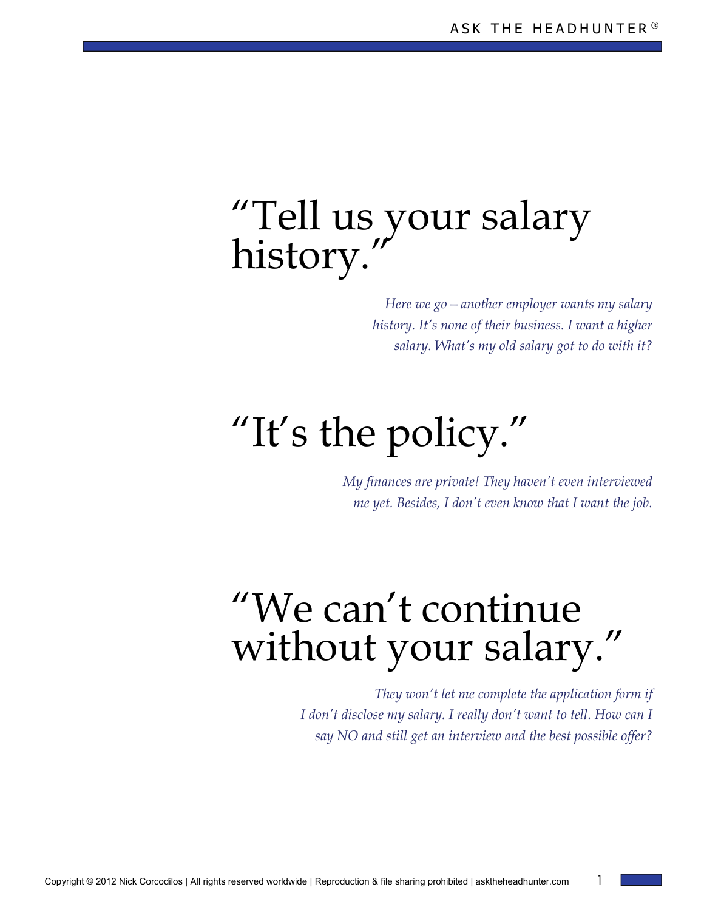# "Tell us your salary history."

*Here we go – another employer wants my salary history. It's none of their business. I want a higher salary. What's my old salary got to do with it?*

# "It's the policy."

*My finances are private! They haven't even interviewed me yet. Besides, I don't even know that I want the job.*

# "We can't continue without your salary."

*They won't let me complete the application form if I don't disclose my salary. I really don't want to tell. How can I say NO and still get an interview and the best possible offer?*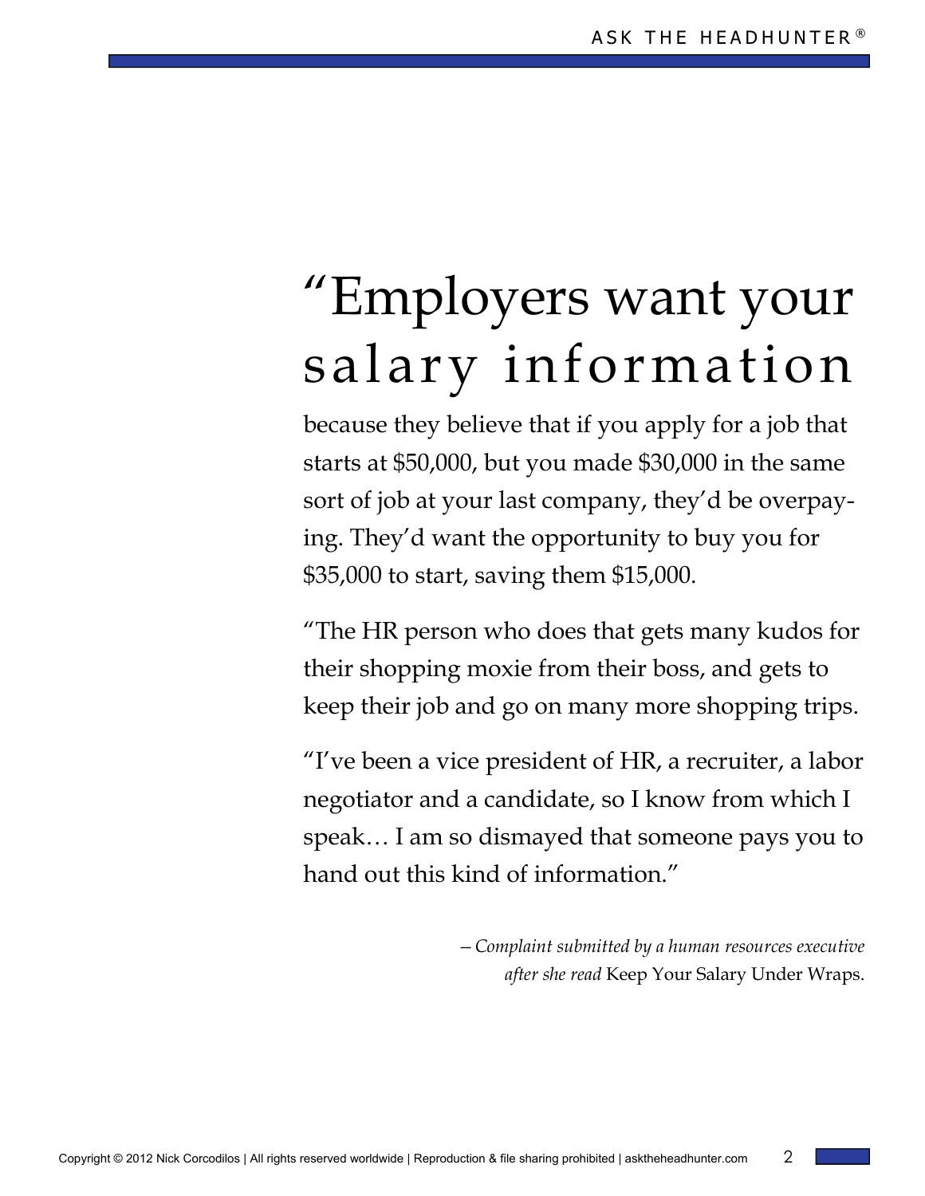# "Employers want your salary information

because they believe that if you apply for a job that starts at $50,000, but you made $30,000 in the same sort of job at your last company, they'd be overpaying. They'd want the opportunity to buy you for $35,000 to start, saving them $15,000.

"The HR person who does that gets many kudos for their shopping moxie from their boss, and gets to keep their job and go on many more shopping trips.

"I've been a vice president of HR, a recruiter, a labor negotiator and a candidate, so I know from which I speak… I am so dismayed that someone pays you to hand out this kind of information."

*– Complaint submitted by a human resources executive after she read* Keep Your Salary Under Wraps.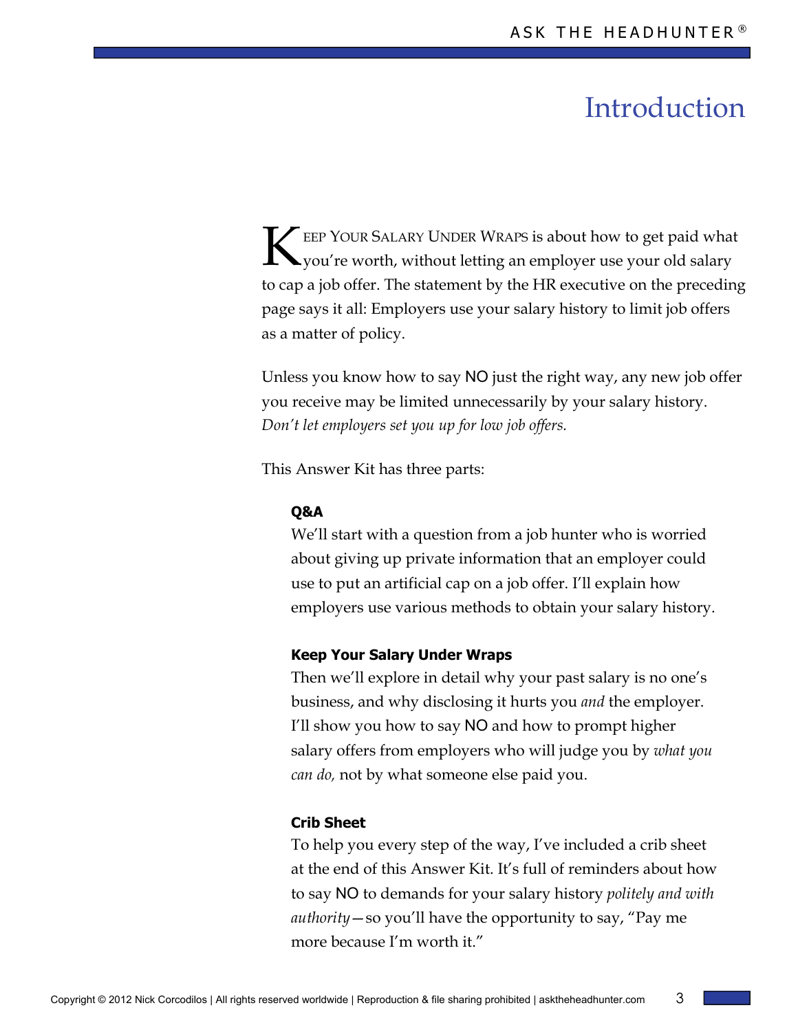# Introduction

KEEP YOUR SALARY UNDER WRAPS is about how to get paid what you're worth, without letting an employer use your old salary to cap a job offer. The statement by the HR executive on the preceding page says it all: Employers use your salary history to limit job offers as a matter of policy.

Unless you know how to say NO just the right way, any new job offer you receive may be limited unnecessarily by your salary history. *Don't let employers set you up for low job offers.*

This Answer Kit has three parts:

**Q&A**
We'll start with a question from a job hunter who is worried about giving up private information that an employer could use to put an artificial cap on a job offer. I'll explain how employers use various methods to obtain your salary history.

**Keep Your Salary Under Wraps**
Then we'll explore in detail why your past salary is no one's business, and why disclosing it hurts you *and* the employer. I'll show you how to say NO and how to prompt higher salary offers from employers who will judge you by *what you can do,* not by what someone else paid you.

**Crib Sheet**
To help you every step of the way, I've included a crib sheet at the end of this Answer Kit. It's full of reminders about how to say NO to demands for your salary history *politely and with authority*—so you'll have the opportunity to say, "Pay me more because I'm worth it."